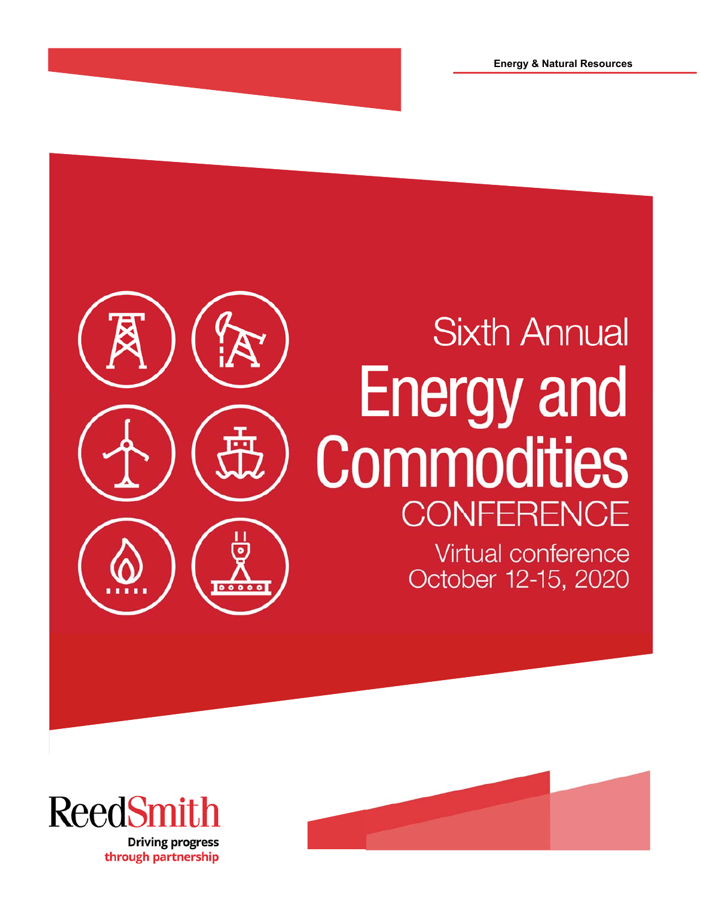Energy & Natural Resources

# Sixth Annual Energy and Commodities CONFERENCE

Virtual conference
October 12-15, 2020

ReedSmith

Driving progress
through partnership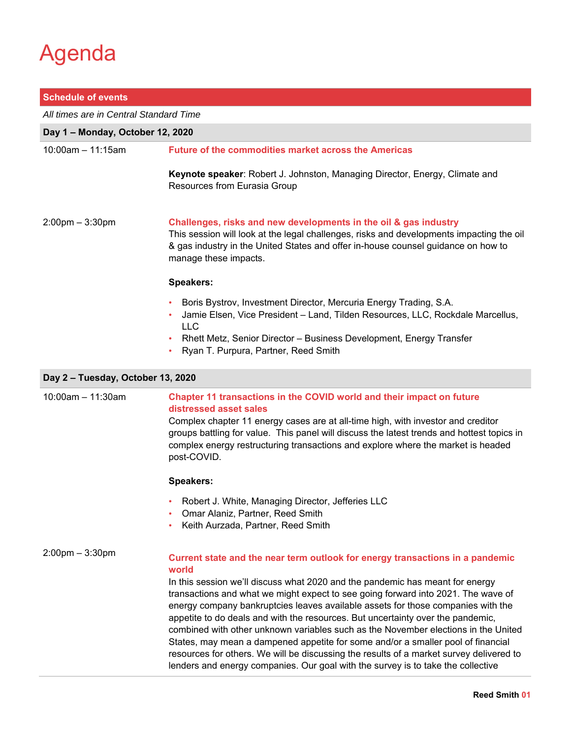# Agenda

## Schedule of events

*All times are in Central Standard Time*

### Day 1 – Monday, October 12, 2020

**10:00am – 11:15am**

**Future of the commodities market across the Americas**

**Keynote speaker**: Robert J. Johnston, Managing Director, Energy, Climate and Resources from Eurasia Group

**2:00pm – 3:30pm**

**Challenges, risks and new developments in the oil & gas industry**

This session will look at the legal challenges, risks and developments impacting the oil & gas industry in the United States and offer in-house counsel guidance on how to manage these impacts.

**Speakers:**

- Boris Bystrov, Investment Director, Mercuria Energy Trading, S.A.
- Jamie Elsen, Vice President – Land, Tilden Resources, LLC, Rockdale Marcellus, LLC
- Rhett Metz, Senior Director – Business Development, Energy Transfer
- Ryan T. Purpura, Partner, Reed Smith

### Day 2 – Tuesday, October 13, 2020

**10:00am – 11:30am**

**Chapter 11 transactions in the COVID world and their impact on future distressed asset sales**

Complex chapter 11 energy cases are at all-time high, with investor and creditor groups battling for value. This panel will discuss the latest trends and hottest topics in complex energy restructuring transactions and explore where the market is headed post-COVID.

**Speakers:**

- Robert J. White, Managing Director, Jefferies LLC
- Omar Alaniz, Partner, Reed Smith
- Keith Aurzada, Partner, Reed Smith

**2:00pm – 3:30pm**

**Current state and the near term outlook for energy transactions in a pandemic world**

In this session we'll discuss what 2020 and the pandemic has meant for energy transactions and what we might expect to see going forward into 2021. The wave of energy company bankruptcies leaves available assets for those companies with the appetite to do deals and with the resources. But uncertainty over the pandemic, combined with other unknown variables such as the November elections in the United States, may mean a dampened appetite for some and/or a smaller pool of financial resources for others. We will be discussing the results of a market survey delivered to lenders and energy companies. Our goal with the survey is to take the collective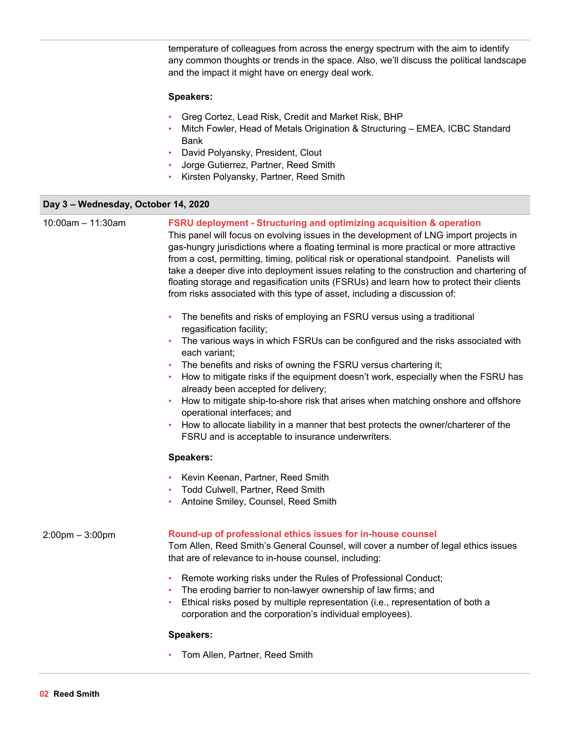temperature of colleagues from across the energy spectrum with the aim to identify any common thoughts or trends in the space. Also, we'll discuss the political landscape and the impact it might have on energy deal work.

**Speakers:**

- Greg Cortez, Lead Risk, Credit and Market Risk, BHP
- Mitch Fowler, Head of Metals Origination & Structuring – EMEA, ICBC Standard Bank
- David Polyansky, President, Clout
- Jorge Gutierrez, Partner, Reed Smith
- Kirsten Polyansky, Partner, Reed Smith

## Day 3 – Wednesday, October 14, 2020

10:00am – 11:30am

### FSRU deployment - Structuring and optimizing acquisition & operation

This panel will focus on evolving issues in the development of LNG import projects in gas-hungry jurisdictions where a floating terminal is more practical or more attractive from a cost, permitting, timing, political risk or operational standpoint. Panelists will take a deeper dive into deployment issues relating to the construction and chartering of floating storage and regasification units (FSRUs) and learn how to protect their clients from risks associated with this type of asset, including a discussion of:

- The benefits and risks of employing an FSRU versus using a traditional regasification facility;
- The various ways in which FSRUs can be configured and the risks associated with each variant;
- The benefits and risks of owning the FSRU versus chartering it;
- How to mitigate risks if the equipment doesn't work, especially when the FSRU has already been accepted for delivery;
- How to mitigate ship-to-shore risk that arises when matching onshore and offshore operational interfaces; and
- How to allocate liability in a manner that best protects the owner/charterer of the FSRU and is acceptable to insurance underwriters.

**Speakers:**

- Kevin Keenan, Partner, Reed Smith
- Todd Culwell, Partner, Reed Smith
- Antoine Smiley, Counsel, Reed Smith

2:00pm – 3:00pm

### Round-up of professional ethics issues for in-house counsel

Tom Allen, Reed Smith's General Counsel, will cover a number of legal ethics issues that are of relevance to in-house counsel, including:

- Remote working risks under the Rules of Professional Conduct;
- The eroding barrier to non-lawyer ownership of law firms; and
- Ethical risks posed by multiple representation (i.e., representation of both a corporation and the corporation's individual employees).

**Speakers:**

- Tom Allen, Partner, Reed Smith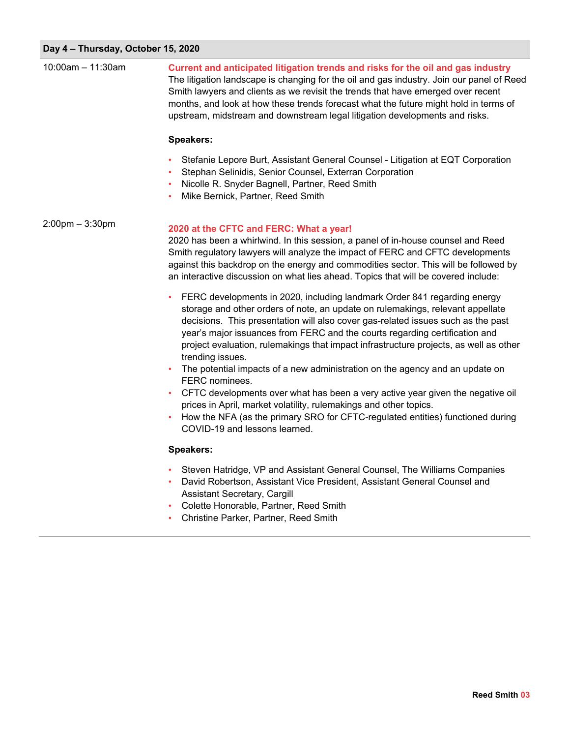## Day 4 – Thursday, October 15, 2020

**10:00am – 11:30am**

### Current and anticipated litigation trends and risks for the oil and gas industry

The litigation landscape is changing for the oil and gas industry. Join our panel of Reed Smith lawyers and clients as we revisit the trends that have emerged over recent months, and look at how these trends forecast what the future might hold in terms of upstream, midstream and downstream legal litigation developments and risks.

**Speakers:**

- Stefanie Lepore Burt, Assistant General Counsel - Litigation at EQT Corporation
- Stephan Selinidis, Senior Counsel, Exterran Corporation
- Nicolle R. Snyder Bagnell, Partner, Reed Smith
- Mike Bernick, Partner, Reed Smith

**2:00pm – 3:30pm**

### 2020 at the CFTC and FERC: What a year!

2020 has been a whirlwind. In this session, a panel of in-house counsel and Reed Smith regulatory lawyers will analyze the impact of FERC and CFTC developments against this backdrop on the energy and commodities sector. This will be followed by an interactive discussion on what lies ahead. Topics that will be covered include:

- FERC developments in 2020, including landmark Order 841 regarding energy storage and other orders of note, an update on rulemakings, relevant appellate decisions. This presentation will also cover gas-related issues such as the past year's major issuances from FERC and the courts regarding certification and project evaluation, rulemakings that impact infrastructure projects, as well as other trending issues.
- The potential impacts of a new administration on the agency and an update on FERC nominees.
- CFTC developments over what has been a very active year given the negative oil prices in April, market volatility, rulemakings and other topics.
- How the NFA (as the primary SRO for CFTC-regulated entities) functioned during COVID-19 and lessons learned.

**Speakers:**

- Steven Hatridge, VP and Assistant General Counsel, The Williams Companies
- David Robertson, Assistant Vice President, Assistant General Counsel and Assistant Secretary, Cargill
- Colette Honorable, Partner, Reed Smith
- Christine Parker, Partner, Reed Smith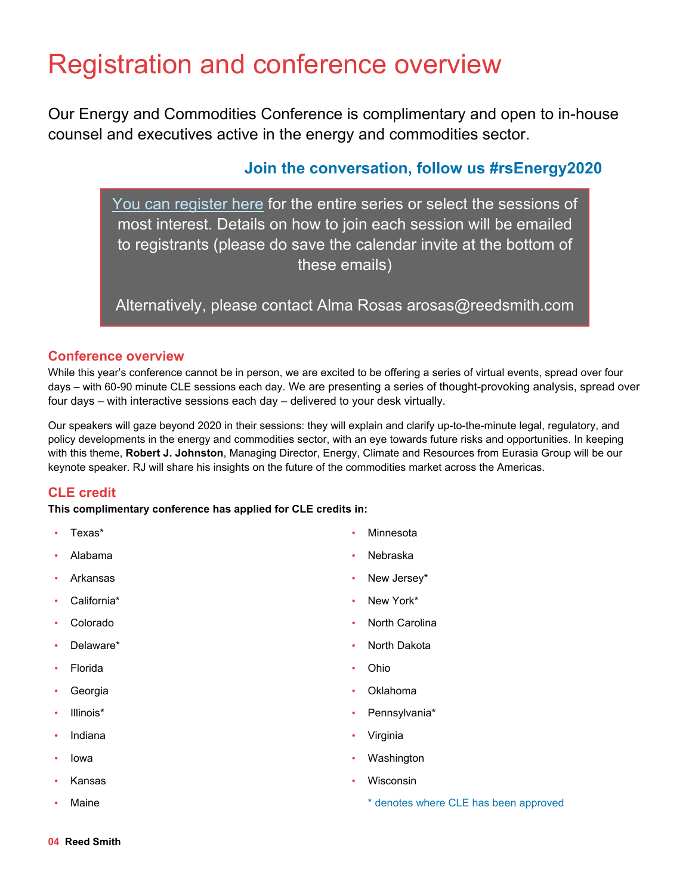# Registration and conference overview

Our Energy and Commodities Conference is complimentary and open to in-house counsel and executives active in the energy and commodities sector.

**Join the conversation, follow us #rsEnergy2020**

You can register here for the entire series or select the sessions of most interest. Details on how to join each session will be emailed to registrants (please do save the calendar invite at the bottom of these emails)

Alternatively, please contact Alma Rosas arosas@reedsmith.com

## Conference overview

While this year's conference cannot be in person, we are excited to be offering a series of virtual events, spread over four days – with 60-90 minute CLE sessions each day. We are presenting a series of thought-provoking analysis, spread over four days – with interactive sessions each day – delivered to your desk virtually.

Our speakers will gaze beyond 2020 in their sessions: they will explain and clarify up-to-the-minute legal, regulatory, and policy developments in the energy and commodities sector, with an eye towards future risks and opportunities. In keeping with this theme, **Robert J. Johnston**, Managing Director, Energy, Climate and Resources from Eurasia Group will be our keynote speaker. RJ will share his insights on the future of the commodities market across the Americas.

## CLE credit

**This complimentary conference has applied for CLE credits in:**

- Texas*
- Alabama
- Arkansas
- California*
- Colorado
- Delaware*
- Florida
- Georgia
- Illinois*
- Indiana
- Iowa
- Kansas
- Maine
- Minnesota
- Nebraska
- New Jersey*
- New York*
- North Carolina
- North Dakota
- Ohio
- Oklahoma
- Pennsylvania*
- Virginia
- Washington
- Wisconsin

\* denotes where CLE has been approved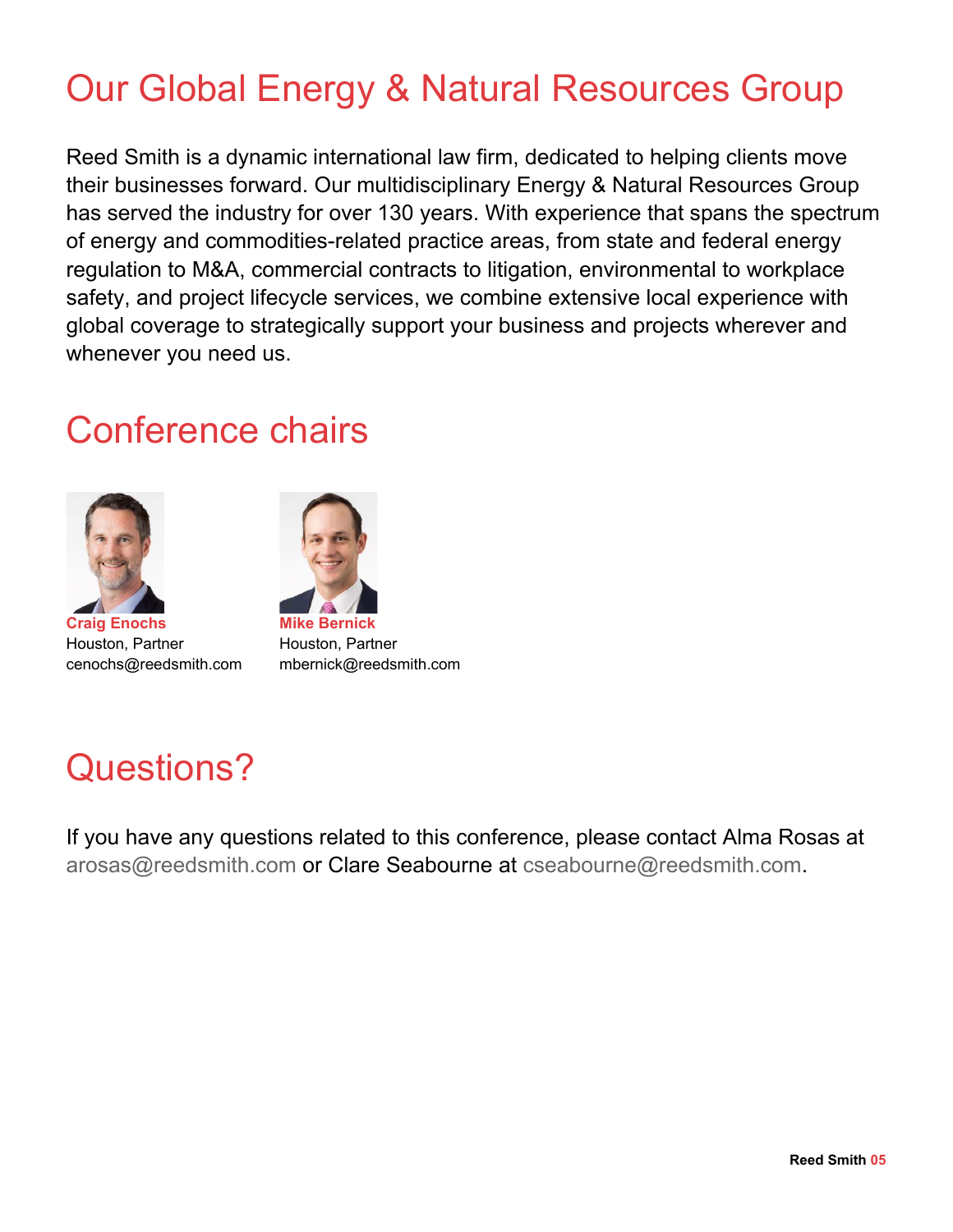# Our Global Energy & Natural Resources Group

Reed Smith is a dynamic international law firm, dedicated to helping clients move their businesses forward. Our multidisciplinary Energy & Natural Resources Group has served the industry for over 130 years. With experience that spans the spectrum of energy and commodities-related practice areas, from state and federal energy regulation to M&A, commercial contracts to litigation, environmental to workplace safety, and project lifecycle services, we combine extensive local experience with global coverage to strategically support your business and projects wherever and whenever you need us.

# Conference chairs

**Craig Enochs**
Houston, Partner
cenochs@reedsmith.com

**Mike Bernick**
Houston, Partner
mbernick@reedsmith.com

# Questions?

If you have any questions related to this conference, please contact Alma Rosas at arosas@reedsmith.com or Clare Seabourne at cseabourne@reedsmith.com.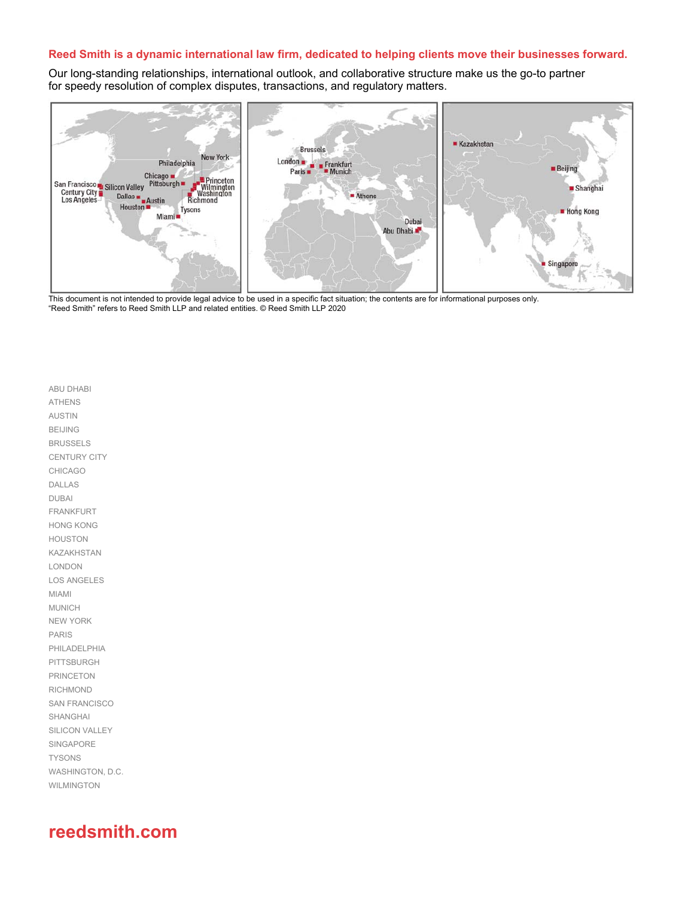**Reed Smith is a dynamic international law firm, dedicated to helping clients move their businesses forward.**

Our long-standing relationships, international outlook, and collaborative structure make us the go-to partner for speedy resolution of complex disputes, transactions, and regulatory matters.

San Francisco
Silicon Valley
Century City
Los Angeles
Dallas
Austin
Houston
Chicago
Philadelphia
Pittsburgh
New York
Princeton
Wilmington
Washington
Richmond
Tysons
Miami

Brussels
London
Paris
Frankfurt
Munich
Athens
Dubai
Abu Dhabi

Kazakhstan
Beijing
Shanghai
Hong Kong
Singapore

This document is not intended to provide legal advice to be used in a specific fact situation; the contents are for informational purposes only.
“Reed Smith” refers to Reed Smith LLP and related entities. © Reed Smith LLP 2020

ABU DHABI
ATHENS
AUSTIN
BEIJING
BRUSSELS
CENTURY CITY
CHICAGO
DALLAS
DUBAI
FRANKFURT
HONG KONG
HOUSTON
KAZAKHSTAN
LONDON
LOS ANGELES
MIAMI
MUNICH
NEW YORK
PARIS
PHILADELPHIA
PITTSBURGH
PRINCETON
RICHMOND
SAN FRANCISCO
SHANGHAI
SILICON VALLEY
SINGAPORE
TYSONS
WASHINGTON, D.C.
WILMINGTON

**reedsmith.com**